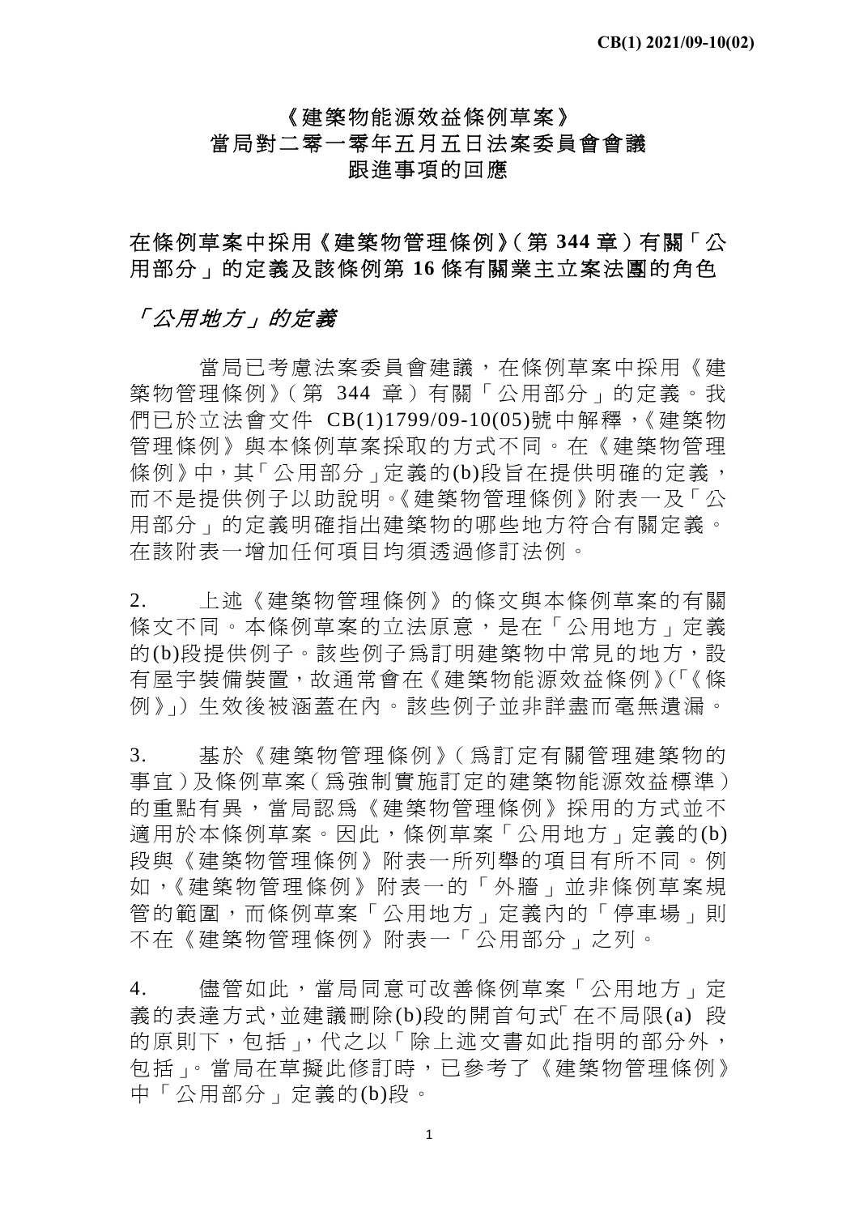CB(1) 2021/09-10(02)

# 《建築物能源效益條例草案》
# 當局對二零一零年五月五日法案委員會會議
# 跟進事項的回應

## 在條例草案中採用《建築物管理條例》(第 344 章)有關「公用部分」的定義及該條例第 16 條有關業主立案法團的角色

### *「公用地方」的定義*

當局已考慮法案委員會建議，在條例草案中採用《建築物管理條例》(第 344 章)有關「公用部分」的定義。我們已於立法會文件 CB(1)1799/09-10(05)號中解釋，《建築物管理條例》與本條例草案採取的方式不同。在《建築物管理條例》中，其「公用部分」定義的(b)段旨在提供明確的定義，而不是提供例子以助說明。《建築物管理條例》附表一及「公用部分」的定義明確指出建築物的哪些地方符合有關定義。在該附表一增加任何項目均須透過修訂法例。

2. 上述《建築物管理條例》的條文與本條例草案的有關條文不同。本條例草案的立法原意，是在「公用地方」定義的(b)段提供例子。該些例子爲訂明建築物中常見的地方，設有屋宇裝備裝置，故通常會在《建築物能源效益條例》(「《條例》」)生效後被涵蓋在內。該些例子並非詳盡而毫無遺漏。

3. 基於《建築物管理條例》(爲訂定有關管理建築物的事宜)及條例草案(爲強制實施訂定的建築物能源效益標準)的重點有異，當局認爲《建築物管理條例》採用的方式並不適用於本條例草案。因此，條例草案「公用地方」定義的(b)段與《建築物管理條例》附表一所列舉的項目有所不同。例如，《建築物管理條例》附表一的「外牆」並非條例草案規管的範圍，而條例草案「公用地方」定義內的「停車場」則不在《建築物管理條例》附表一「公用部分」之列。

4. 儘管如此，當局同意可改善條例草案「公用地方」定義的表達方式，並建議刪除(b)段的開首句式「在不局限(a) 段的原則下，包括」，代之以「除上述文書如此指明的部分外，包括」。當局在草擬此修訂時，已參考了《建築物管理條例》中「公用部分」定義的(b)段。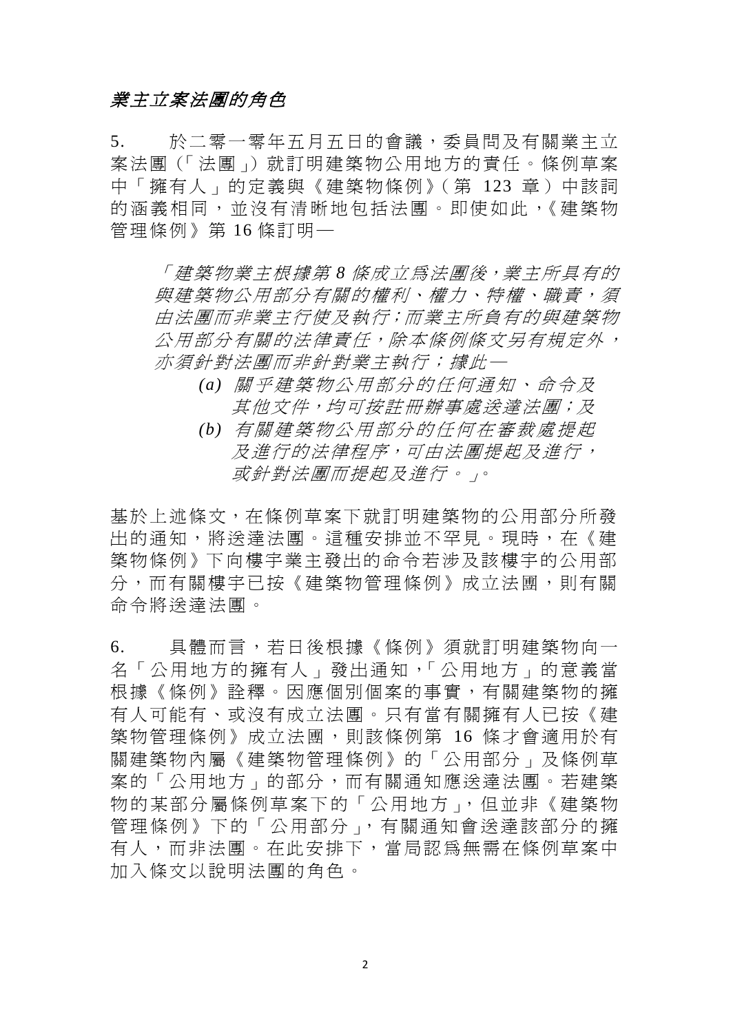### *業主立案法團的角色*

5. 於二零一零年五月五日的會議，委員問及有關業主立案法團（「法團」）就訂明建築物公用地方的責任。條例草案中「擁有人」的定義與《建築物條例》（第 123 章）中該詞的涵義相同，並沒有清晰地包括法團。即使如此，《建築物管理條例》第 16 條訂明—

> *「建築物業主根據第 8 條成立爲法團後，業主所具有的與建築物公用部分有關的權利、權力、特權、職責，須由法團而非業主行使及執行；而業主所負有的與建築物公用部分有關的法律責任，除本條例條文另有規定外，亦須針對法團而非針對業主執行；據此—*
>
> *(a) 關乎建築物公用部分的任何通知、命令及其他文件，均可按註冊辦事處送達法團；及*
>
> *(b) 有關建築物公用部分的任何在審裁處提起及進行的法律程序，可由法團提起及進行，或針對法團而提起及進行。」*。

基於上述條文，在條例草案下就訂明建築物的公用部分所發出的通知，將送達法團。這種安排並不罕見。現時，在《建築物條例》下向樓宇業主發出的命令若涉及該樓宇的公用部分，而有關樓宇已按《建築物管理條例》成立法團，則有關命令將送達法團。

6. 具體而言，若日後根據《條例》須就訂明建築物向一名「公用地方的擁有人」發出通知，「公用地方」的意義當根據《條例》詮釋。因應個別個案的事實，有關建築物的擁有人可能有、或沒有成立法團。只有當有關擁有人已按《建築物管理條例》成立法團，則該條例第 16 條才會適用於有關建築物內屬《建築物管理條例》的「公用部分」及條例草案的「公用地方」的部分，而有關通知應送達法團。若建築物的某部分屬條例草案下的「公用地方」，但並非《建築物管理條例》下的「公用部分」，有關通知會送達該部分的擁有人，而非法團。在此安排下，當局認爲無需在條例草案中加入條文以說明法團的角色。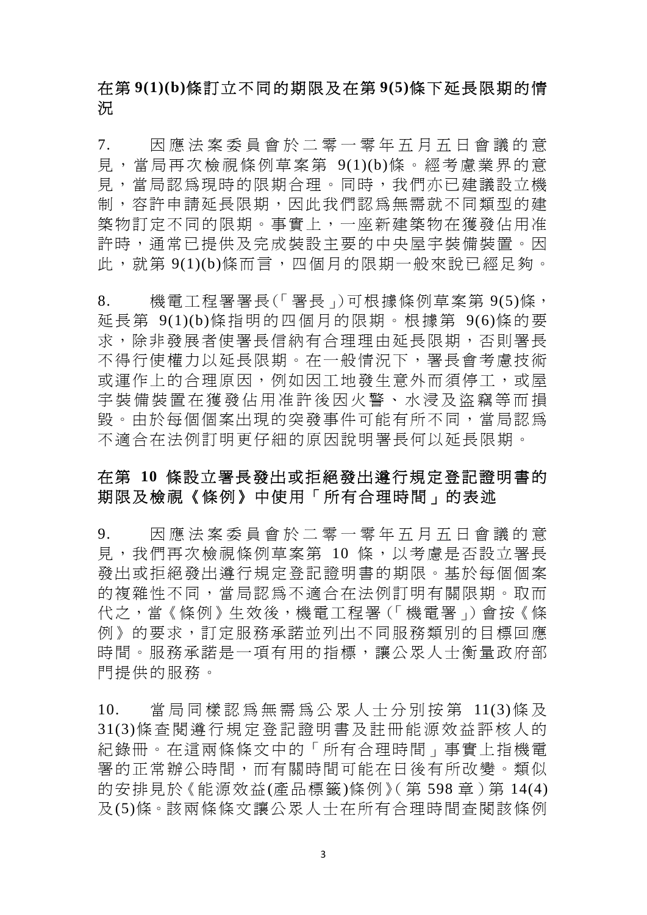## 在第 9(1)(b)條訂立不同的期限及在第 9(5)條下延長限期的情況

7. 因應法案委員會於二零一零年五月五日會議的意見，當局再次檢視條例草案第 9(1)(b)條。經考慮業界的意見，當局認為現時的限期合理。同時，我們亦已建議設立機制，容許申請延長限期，因此我們認為無需就不同類型的建築物訂定不同的限期。事實上，一座新建築物在獲發佔用准許時，通常已提供及完成裝設主要的中央屋宇裝備裝置。因此，就第 9(1)(b)條而言，四個月的限期一般來說已經足夠。

8. 機電工程署署長(「署長」)可根據條例草案第 9(5)條，延長第 9(1)(b)條指明的四個月的限期。根據第 9(6)條的要求，除非發展者使署長信納有合理理由延長限期，否則署長不得行使權力以延長限期。在一般情況下，署長會考慮技術或運作上的合理原因，例如因工地發生意外而須停工，或屋宇裝備裝置在獲發佔用准許後因火警、水浸及盜竊等而損毀。由於每個個案出現的突發事件可能有所不同，當局認為不適合在法例訂明更仔細的原因說明署長何以延長限期。

## 在第 10 條設立署長發出或拒絕發出遵行規定登記證明書的期限及檢視《條例》中使用「所有合理時間」的表述

9. 因應法案委員會於二零一零年五月五日會議的意見，我們再次檢視條例草案第 10 條，以考慮是否設立署長發出或拒絕發出遵行規定登記證明書的期限。基於每個個案的複雜性不同，當局認為不適合在法例訂明有關限期。取而代之，當《條例》生效後，機電工程署(「機電署」)會按《條例》的要求，訂定服務承諾並列出不同服務類別的目標回應時間。服務承諾是一項有用的指標，讓公眾人士衡量政府部門提供的服務。

10. 當局同樣認為無需為公眾人士分別按第 11(3)條及 31(3)條查閱遵行規定登記證明書及註冊能源效益評核人的紀錄冊。在這兩條條文中的「所有合理時間」事實上指機電署的正常辦公時間，而有關時間可能在日後有所改變。類似的安排見於《能源效益(產品標籤)條例》(第 598 章)第 14(4)及(5)條。該兩條條文讓公眾人士在所有合理時間查閱該條例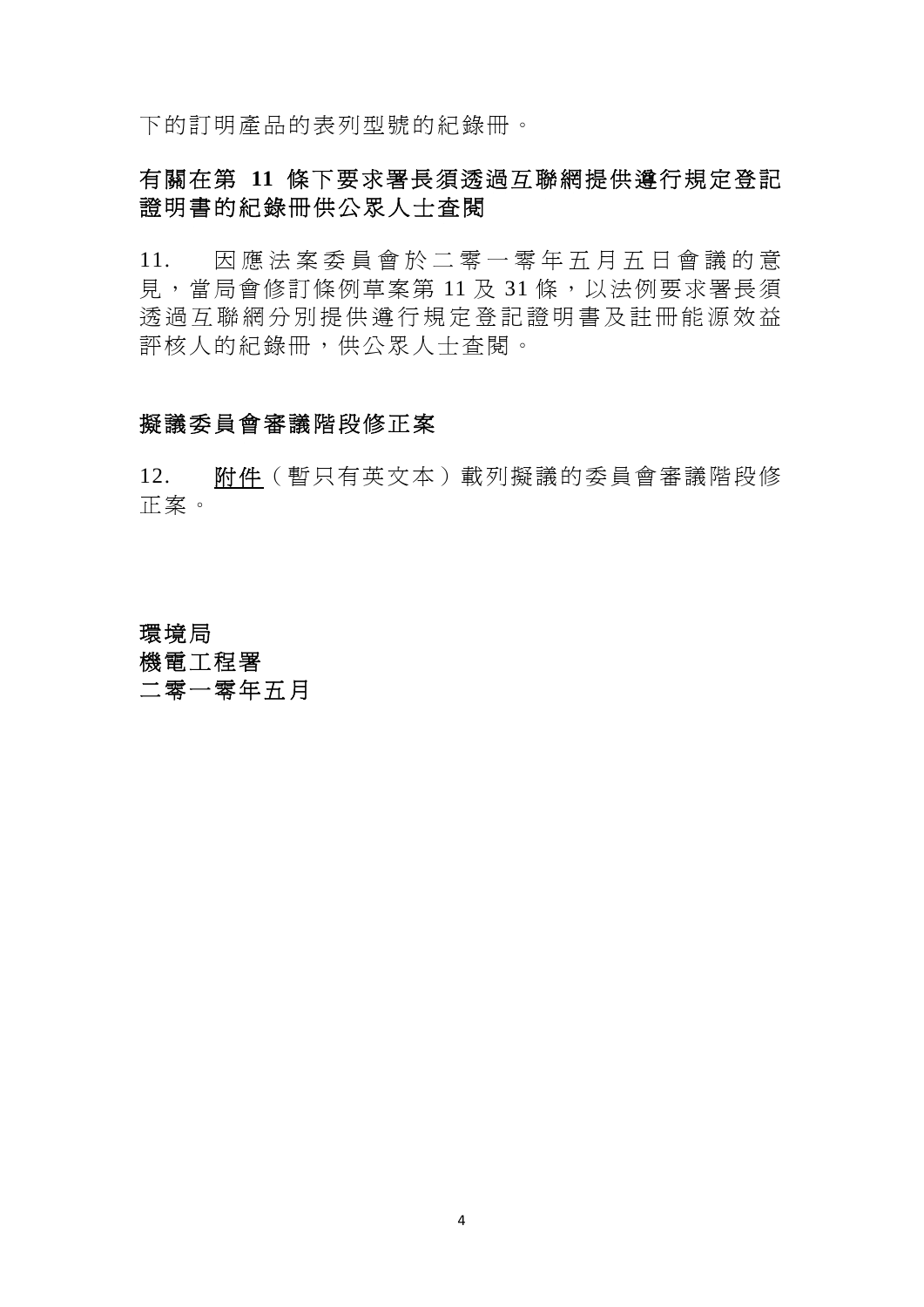下的訂明產品的表列型號的紀錄冊。

## 有關在第 11 條下要求署長須透過互聯網提供遵行規定登記證明書的紀錄冊供公眾人士查閱

11. 因應法案委員會於二零一零年五月五日會議的意見，當局會修訂條例草案第 11 及 31 條，以法例要求署長須透過互聯網分別提供遵行規定登記證明書及註冊能源效益評核人的紀錄冊，供公眾人士查閱。

## 擬議委員會審議階段修正案

12. 附件（暫只有英文本）載列擬議的委員會審議階段修正案。

**環境局**
**機電工程署**
**二零一零年五月**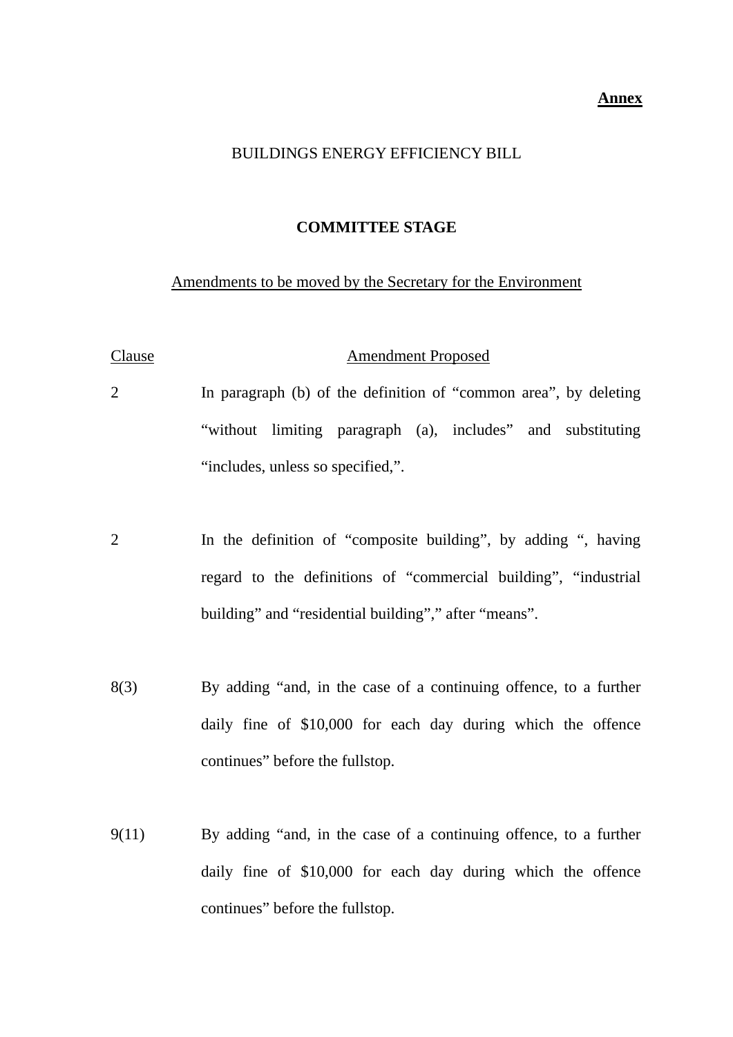**Annex**

BUILDINGS ENERGY EFFICIENCY BILL

**COMMITTEE STAGE**

Amendments to be moved by the Secretary for the Environment

| Clause | Amendment Proposed |
|---|---|
| 2 | In paragraph (b) of the definition of "common area", by deleting "without limiting paragraph (a), includes" and substituting "includes, unless so specified,". |
| 2 | In the definition of "composite building", by adding ", having regard to the definitions of "commercial building", "industrial building" and "residential building"," after "means". |
| 8(3) | By adding "and, in the case of a continuing offence, to a further daily fine of $10,000 for each day during which the offence continues" before the fullstop. |
| 9(11) | By adding "and, in the case of a continuing offence, to a further daily fine of $10,000 for each day during which the offence continues" before the fullstop. |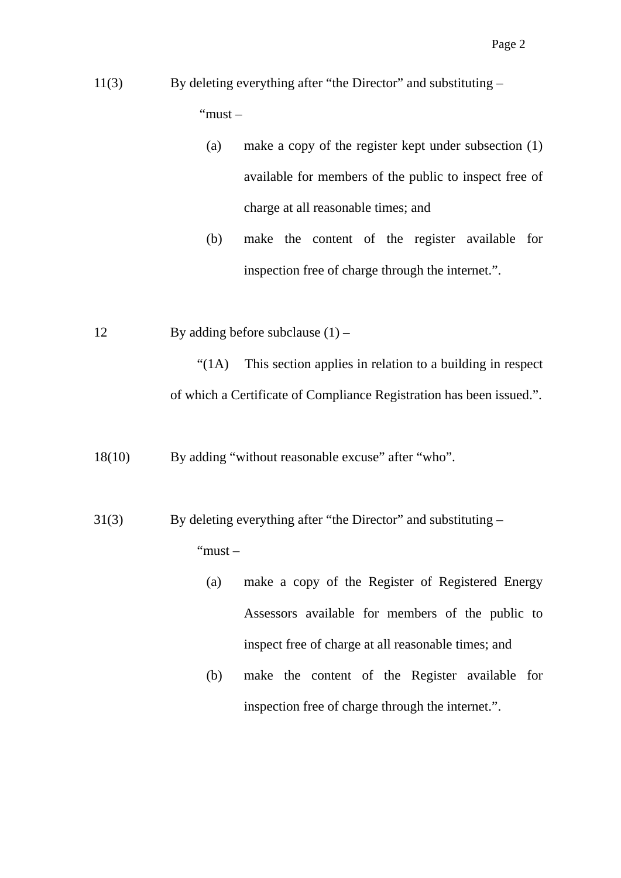11(3) By deleting everything after "the Director" and substituting –

"must –

(a) make a copy of the register kept under subsection (1) available for members of the public to inspect free of charge at all reasonable times; and

(b) make the content of the register available for inspection free of charge through the internet.".

12 By adding before subclause (1) –

"(1A) This section applies in relation to a building in respect of which a Certificate of Compliance Registration has been issued.".

18(10) By adding "without reasonable excuse" after "who".

31(3) By deleting everything after "the Director" and substituting –

"must –

(a) make a copy of the Register of Registered Energy Assessors available for members of the public to inspect free of charge at all reasonable times; and

(b) make the content of the Register available for inspection free of charge through the internet.".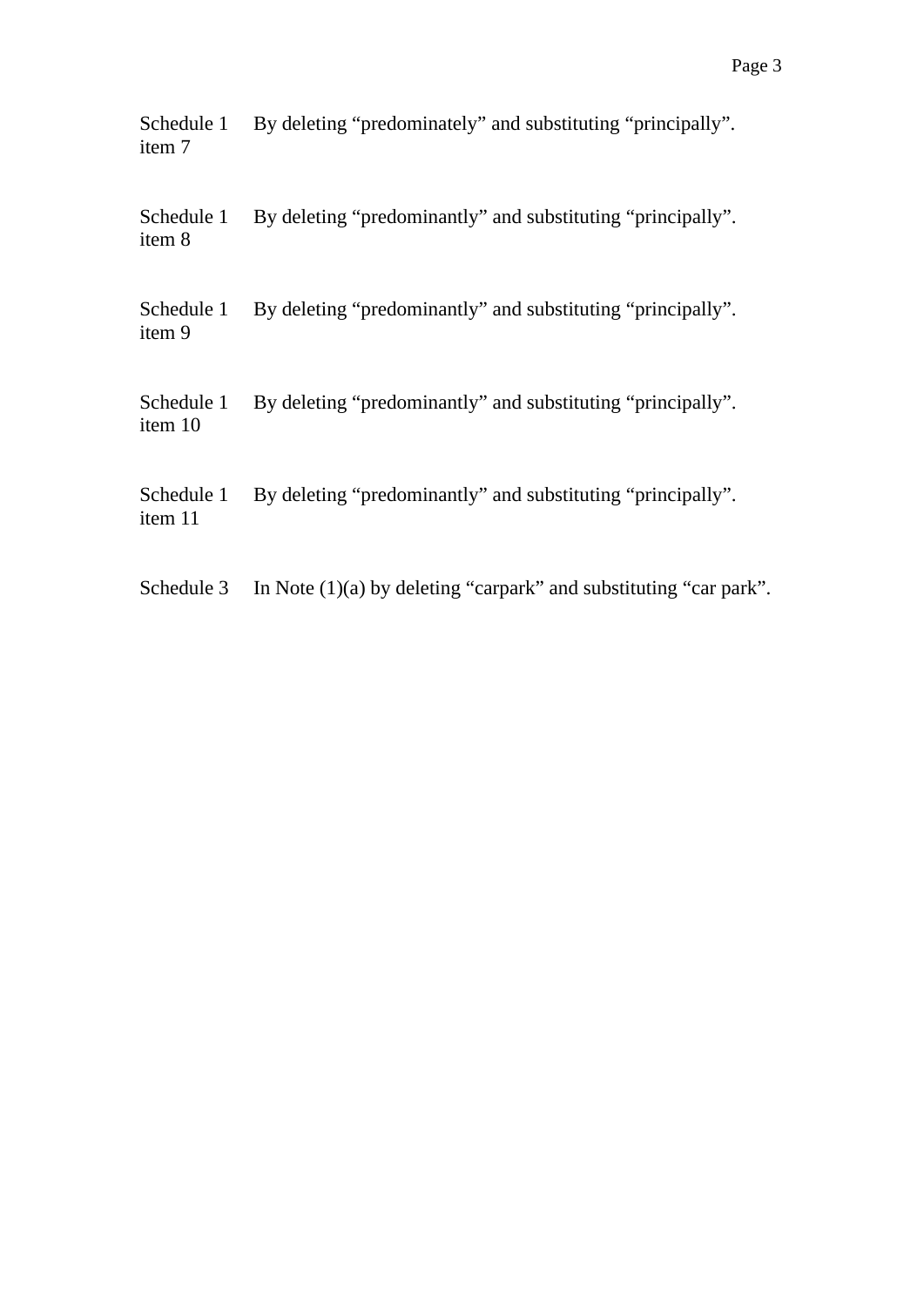| | |
|---|---|
| Schedule 1 item 7 | By deleting “predominately” and substituting “principally”. |
| Schedule 1 item 8 | By deleting “predominantly” and substituting “principally”. |
| Schedule 1 item 9 | By deleting “predominantly” and substituting “principally”. |
| Schedule 1 item 10 | By deleting “predominantly” and substituting “principally”. |
| Schedule 1 item 11 | By deleting “predominantly” and substituting “principally”. |
| Schedule 3 | In Note (1)(a) by deleting “carpark” and substituting “car park”. |